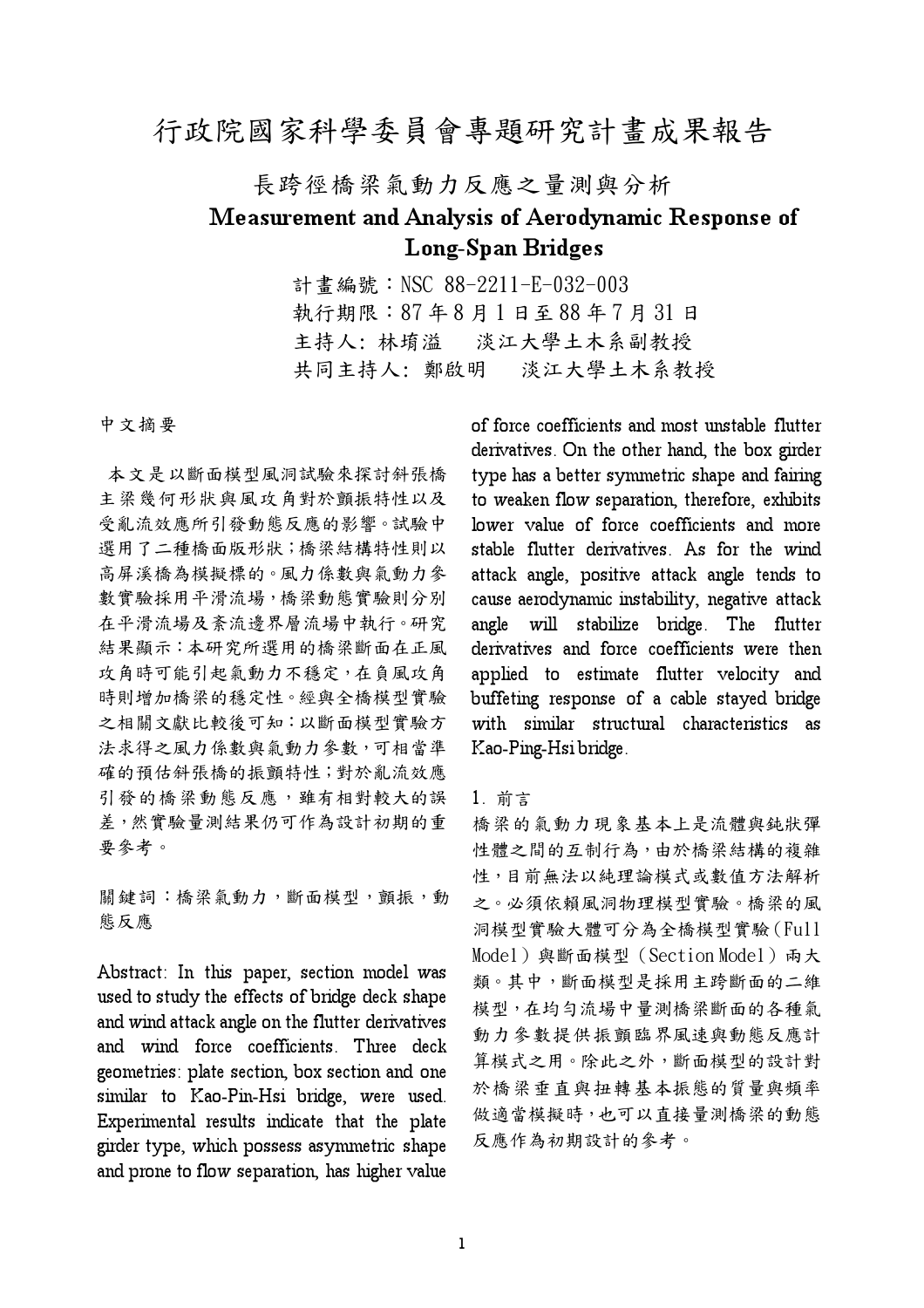# 行政院國家科學委員會專題研究計畫成果報告

## 長跨徑橋梁氣動力反應之量測與分析

## Measurement and Analysis of Aerodynamic Response of Long-Span Bridges

計畫編號：NSC 88-2211-E-032-003

執行期限：87 年 8 月 1 日至 88 年 7 月 31 日

主持人: 林堉溢　淡江大學土木系副教授

共同主持人: 鄭啟明　淡江大學土木系教授

中文摘要

本文是以斷面模型風洞試驗來探討斜張橋主梁幾何形狀與風攻角對於顫振特性以及受亂流效應所引發動態反應的影響。試驗中選用了二種橋面版形狀；橋梁結構特性則以高屏溪橋為模擬標的。風力係數與氣動力參數實驗採用平滑流場，橋梁動態實驗則分別在平滑流場及紊流邊界層流場中執行。研究結果顯示：本研究所選用的橋梁斷面在正風攻角時可能引起氣動力不穩定，在負風攻角時則增加橋梁的穩定性。經與全橋模型實驗之相關文獻比較後可知：以斷面模型實驗方法求得之風力係數與氣動力參數，可相當準確的預估斜張橋的振顫特性；對於亂流效應引發的橋梁動態反應，雖有相對較大的誤差，然實驗量測結果仍可作為設計初期的重要參考。

關鍵詞：橋梁氣動力，斷面模型，顫振，動態反應

Abstract: In this paper, section model was used to study the effects of bridge deck shape and wind attack angle on the flutter derivatives and wind force coefficients. Three deck geometries: plate section, box section and one similar to Kao-Pin-Hsi bridge, were used. Experimental results indicate that the plate girder type, which possess asymmetric shape and prone to flow separation, has higher value of force coefficients and most unstable flutter derivatives. On the other hand, the box girder type has a better symmetric shape and fairing to weaken flow separation, therefore, exhibits lower value of force coefficients and more stable flutter derivatives. As for the wind attack angle, positive attack angle tends to cause aerodynamic instability, negative attack angle will stabilize bridge. The flutter derivatives and force coefficients were then applied to estimate flutter velocity and buffeting response of a cable stayed bridge with similar structural characteristics as Kao-Ping-Hsi bridge.

1. 前言

橋梁的氣動力現象基本上是流體與鈍狀彈性體之間的互制行為，由於橋梁結構的複雜性，目前無法以純理論模式或數值方法解析之。必須依賴風洞物理模型實驗。橋梁的風洞模型實驗大體可分為全橋模型實驗（Full Model）與斷面模型（Section Model）兩大類。其中，斷面模型是採用主跨斷面的二維模型，在均勻流場中量測橋梁斷面的各種氣動力參數提供振顫臨界風速與動態反應計算模式之用。除此之外，斷面模型的設計對於橋梁垂直與扭轉基本振態的質量與頻率做適當模擬時，也可以直接量測橋梁的動態反應作為初期設計的參考。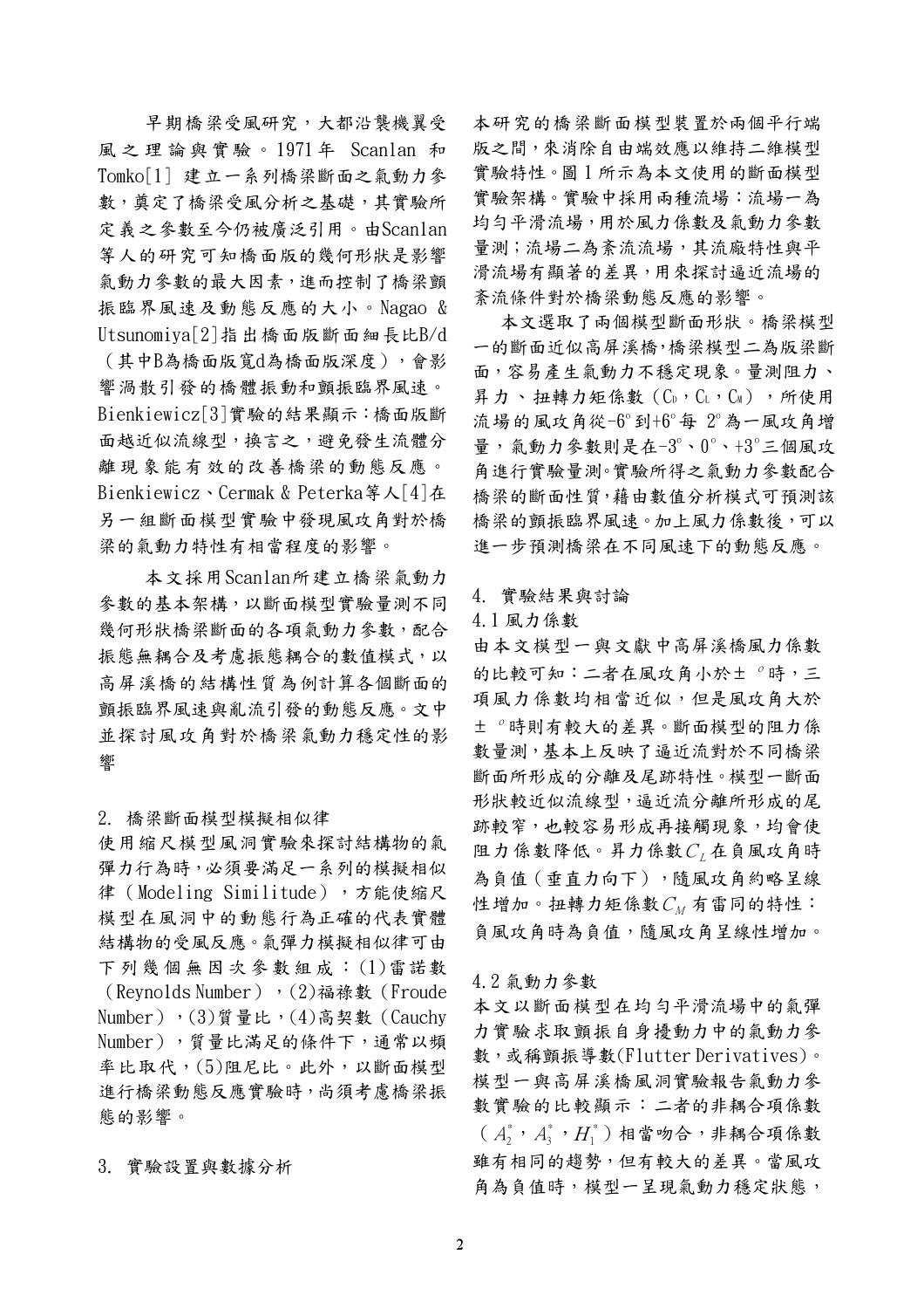早期橋梁受風研究，大都沿襲機翼受風之理論與實驗。1971年 Scanlan 和 Tomko[1] 建立一系列橋梁斷面之氣動力參數，奠定了橋梁受風分析之基礎，其實驗所定義之參數至今仍被廣泛引用。由Scanlan等人的研究可知橋面版的幾何形狀是影響氣動力參數的最大因素，進而控制了橋梁顫振臨界風速及動態反應的大小。Nagao & Utsunomiya[2]指出橋面版斷面細長比B/d（其中B為橋面版寬d為橋面版深度），會影響渦散引發的橋體振動和顫振臨界風速。Bienkiewicz[3]實驗的結果顯示：橋面版斷面越近似流線型，換言之，避免發生流體分離現象能有效的改善橋梁的動態反應。Bienkiewicz、Cermak & Peterka等人[4]在另一組斷面模型實驗中發現風攻角對於橋梁的氣動力特性有相當程度的影響。

本文採用Scanlan所建立橋梁氣動力參數的基本架構，以斷面模型實驗量測不同幾何形狀橋梁斷面的各項氣動力參數，配合振態無耦合及考慮振態耦合的數值模式，以高屏溪橋的結構性質為例計算各個斷面的顫振臨界風速與亂流引發的動態反應。文中並探討風攻角對於橋梁氣動力穩定性的影響

## 2. 橋梁斷面模型模擬相似律

使用縮尺模型風洞實驗來探討結構物的氣彈力行為時，必須要滿足一系列的模擬相似律（Modeling Similitude），方能使縮尺模型在風洞中的動態行為正確的代表實體結構物的受風反應。氣彈力模擬相似律可由下列幾個無因次參數組成：(1)雷諾數（Reynolds Number），(2)福祿數（Froude Number），(3)質量比，(4)高契數（Cauchy Number），質量比滿足的條件下，通常以頻率比取代，(5)阻尼比。此外，以斷面模型進行橋梁動態反應實驗時，尚須考慮橋梁振態的影響。

## 3. 實驗設置與數據分析

本研究的橋梁斷面模型裝置於兩個平行端版之間，來消除自由端效應以維持二維模型實驗特性。圖1所示為本文使用的斷面模型實驗架構。實驗中採用兩種流場：流場一為均勻平滑流場，用於風力係數及氣動力參數量測；流場二為紊流流場，其流廠特性與平滑流場有顯著的差異，用來探討逼近流場的紊流條件對於橋梁動態反應的影響。

本文選取了兩個模型斷面形狀。橋梁模型一的斷面近似高屏溪橋，橋梁模型二為版梁斷面，容易產生氣動力不穩定現象。量測阻力、昇力、扭轉力矩係數（$C_D$，$C_L$，$C_M$），所使用流場的風攻角從-6°到+6°每 2°為一風攻角增量，氣動力參數則是在-3°、0°、+3°三個風攻角進行實驗量測。實驗所得之氣動力參數配合橋梁的斷面性質，藉由數值分析模式可預測該橋梁的顫振臨界風速。加上風力係數後，可以進一步預測橋梁在不同風速下的動態反應。

## 4. 實驗結果與討論

### 4.1 風力係數

由本文模型一與文獻中高屏溪橋風力係數的比較可知：二者在風攻角小於± °時，三項風力係數均相當近似，但是風攻角大於± °時則有較大的差異。斷面模型的阻力係數量測，基本上反映了逼近流對於不同橋梁斷面所形成的分離及尾跡特性。模型一斷面形狀較近似流線型，逼近流分離所形成的尾跡較窄，也較容易形成再接觸現象，均會使阻力係數降低。昇力係數$C_L$在負風攻角時為負值（垂直力向下），隨風攻角約略呈線性增加。扭轉力矩係數$C_M$有雷同的特性：負風攻角時為負值，隨風攻角呈線性增加。

### 4.2 氣動力參數

本文以斷面模型在均勻平滑流場中的氣彈力實驗求取顫振自身擾動力中的氣動力參數，或稱顫振導數(Flutter Derivatives)。模型一與高屏溪橋風洞實驗報告氣動力參數實驗的比較顯示：二者的非耦合項係數（$A_2^*$，$A_3^*$，$H_1^*$）相當吻合，非耦合項係數雖有相同的趨勢，但有較大的差異。當風攻角為負值時，模型一呈現氣動力穩定狀態，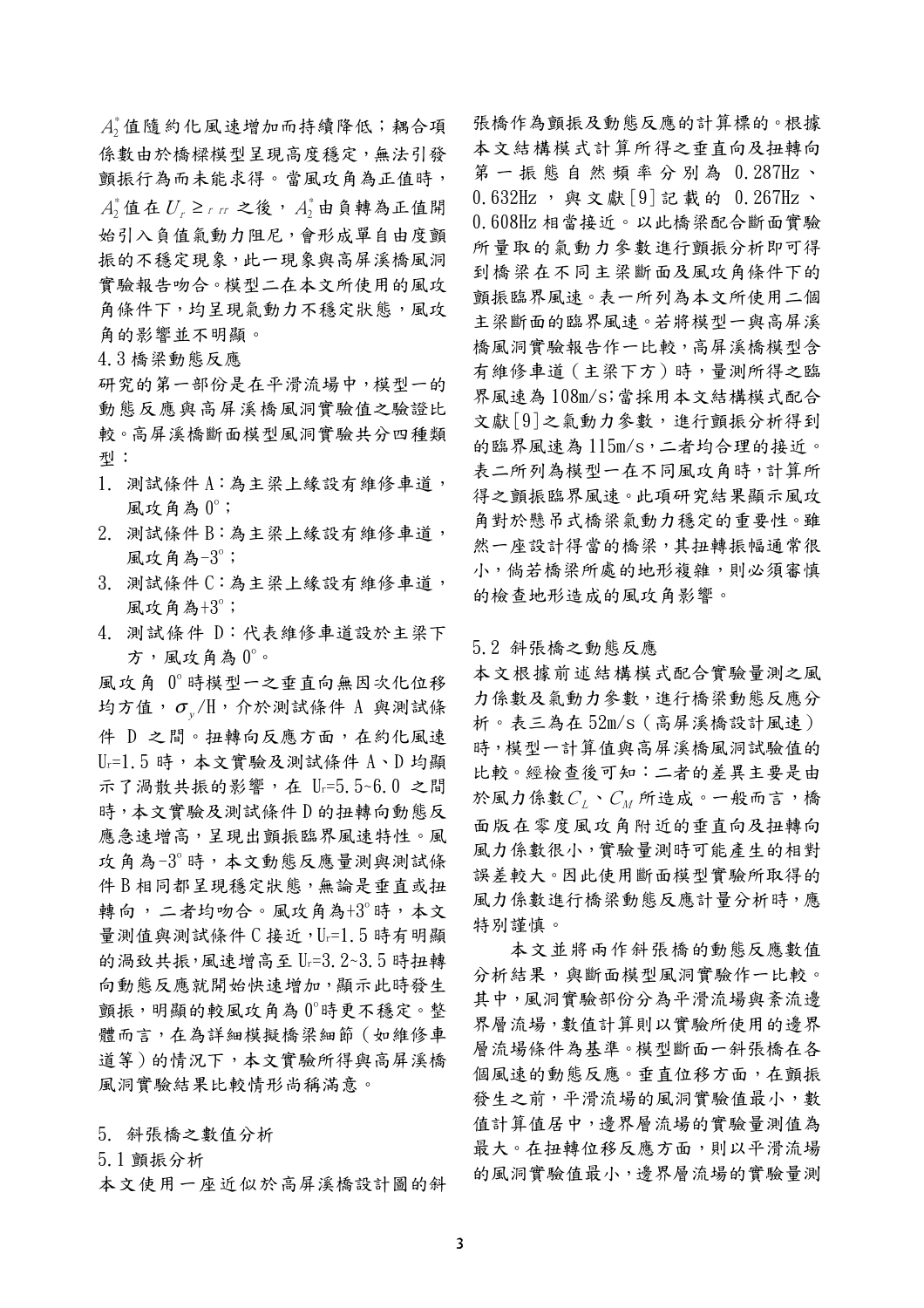$A_2^*$ 值隨約化風速增加而持續降低；耦合項係數由於橋樑模型呈現高度穩定，無法引發顫振行為而未能求得。當風攻角為正值時，$A_2^*$ 值在 $U_r \geq$ $_{r\ rr}$ 之後，$A_2^*$ 由負轉為正值開始引入負值氣動力阻尼，會形成單自由度顫振的不穩定現象，此一現象與高屏溪橋風洞實驗報告吻合。模型二在本文所使用的風攻角條件下，均呈現氣動力不穩定狀態，風攻角的影響並不明顯。

4.3 橋梁動態反應

研究的第一部份是在平滑流場中，模型一的動態反應與高屏溪橋風洞實驗值之驗證比較。高屏溪橋斷面模型風洞實驗共分四種類型：

1. 測試條件 A：為主梁上緣設有維修車道，風攻角為 0°；
2. 測試條件 B：為主梁上緣設有維修車道，風攻角為-3°；
3. 測試條件 C：為主梁上緣設有維修車道，風攻角為+3°；
4. 測試條件 D：代表維修車道設於主梁下方，風攻角為 0°。

風攻角 0°時模型一之垂直向無因次化位移均方值，$\sigma_y$/H，介於測試條件 A 與測試條件 D 之間。扭轉向反應方面，在約化風速 $U_r$=1.5 時，本文實驗及測試條件 A、D 均顯示了渦散共振的影響，在 $U_r$=5.5~6.0 之間時，本文實驗及測試條件 D 的扭轉向動態反應急速增高，呈現出顫振臨界風速特性。風攻角為-3°時，本文動態反應量測與測試條件 B 相同都呈現穩定狀態，無論是垂直或扭轉向，二者均吻合。風攻角為+3°時，本文量測值與測試條件 C 接近，$U_r$=1.5 時有明顯的渦散共振，風速增高至 $U_r$=3.2~3.5 時扭轉向動態反應就開始快速增加，顯示此時發生顫振，明顯的較風攻角為 0°時更不穩定。整體而言，在為詳細模擬橋梁細節（如維修車道等）的情況下，本文實驗所得與高屏溪橋風洞實驗結果比較情形尚稱滿意。

5. 斜張橋之數值分析

5.1 顫振分析

本文使用一座近似於高屏溪橋設計圖的斜張橋作為顫振及動態反應的計算標的。根據本文結構模式計算所得之垂直向及扭轉向第一振態自然頻率分別為 0.287Hz、0.632Hz，與文獻[9]記載的 0.267Hz、0.608Hz 相當接近。以此橋梁配合斷面實驗所量取的氣動力參數進行顫振分析即可得到橋梁在不同主梁斷面及風攻角條件下的顫振臨界風速。表一所列為本文所使用二個主梁斷面的臨界風速。若將模型一與高屏溪橋風洞實驗報告作一比較，高屏溪橋模型含有維修車道（主梁下方）時，量測所得之臨界風速為 108m/s；當採用本文結構模式配合文獻[9]之氣動力參數，進行顫振分析得到的臨界風速為 115m/s，二者均合理的接近。表二所列為模型一在不同風攻角時，計算所得之顫振臨界風速。此項研究結果顯示風攻角對於懸吊式橋梁氣動力穩定的重要性。雖然一座設計得當的橋梁，其扭轉振幅通常很小，倘若橋梁所處的地形複雜，則必須審慎的檢查地形造成的風攻角影響。

5.2 斜張橋之動態反應

本文根據前述結構模式配合實驗量測之風力係數及氣動力參數，進行橋梁動態反應分析。表三為在 52m/s（高屏溪橋設計風速）時，模型一計算值與高屏溪橋風洞試驗值的比較。經檢查後可知：二者的差異主要是由於風力係數 $C_L$、$C_M$ 所造成。一般而言，橋面版在零度風攻角附近的垂直向及扭轉向風力係數很小，實驗量測時可能產生的相對誤差較大。因此使用斷面模型實驗所取得的風力係數進行橋梁動態反應計量分析時，應特別謹慎。

本文並將兩作斜張橋的動態反應數值分析結果，與斷面模型風洞實驗作一比較。其中，風洞實驗部份分為平滑流場與紊流邊界層流場，數值計算則以實驗所使用的邊界層流場條件為基準。模型斷面一斜張橋在各個風速的動態反應。垂直位移方面，在顫振發生之前，平滑流場的風洞實驗值最小，數值計算值居中，邊界層流場的實驗量測值為最大。在扭轉位移反應方面，則以平滑流場的風洞實驗值最小，邊界層流場的實驗量測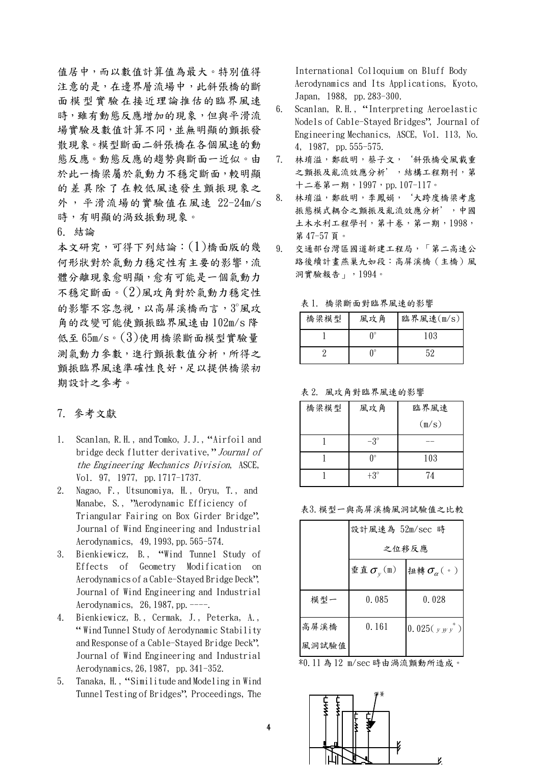值居中，而以數值計算值為最大。特別值得注意的是，在邊界層流場中，此斜張橋的斷面模型實驗在接近理論推估的臨界風速時，雖有動態反應增加的現象，但與平滑流場實驗及數值計算不同，並無明顯的顫振發散現象。模型斷面二斜張橋在各個風速的動態反應。動態反應的趨勢與斷面一近似。由於此一橋梁屬於氣動力不穩定斷面，較明顯的差異除了在較低風速發生顫振現象之外，平滑流場的實驗值在風速 22-24m/s 時，有明顯的渦致振動現象。

## 6. 結論

本文研究，可得下列結論：(1)橋面版的幾何形狀對於氣動力穩定性有主要的影響，流體分離現象愈明顯，愈有可能是一個氣動力不穩定斷面。(2)風攻角對於氣動力穩定性的影響不容忽視，以高屏溪橋而言，3°風攻角的改變可能使顫振臨界風速由 102m/s 降低至 65m/s。(3)使用橋梁斷面模型實驗量測氣動力參數，進行顫振數值分析，所得之顫振臨界風速準確性良好，足以提供橋梁初期設計之參考。

## 7. 參考文獻

1. Scanlan, R.H., and Tomko, J.J., "Airfoil and bridge deck flutter derivative," *Journal of the Engineering Mechanics Division*, ASCE, Vol. 97, 1977, pp.1717-1737.
2. Nagao, F., Utsunomiya, H., Oryu, T., and Manabe, S., "Aerodynamic Efficiency of Triangular Fairing on Box Girder Bridge", Journal of Wind Engineering and Industrial Aerodynamics, 49,1993,pp.565-574.
3. Bienkiewicz, B., "Wind Tunnel Study of Effects of Geometry Modification on Aerodynamics of a Cable-Stayed Bridge Deck", Journal of Wind Engineering and Industrial Aerodynamics, 26,1987,pp.----.
4. Bienkiewicz, B., Cermak, J., Peterka, A., "Wind Tunnel Study of Aerodynamic Stability and Response of a Cable-Stayed Bridge Deck", Journal of Wind Engineering and Industrial Aerodynamics,26,1987, pp.341-352.
5. Tanaka, H., "Similitude and Modeling in Wind Tunnel Testing of Bridges", Proceedings, The International Colloquium on Bluff Body Aerodynamics and Its Applications, Kyoto, Japan, 1988, pp.283-300.
6. Scanlan, R.H., "Interpreting Aeroelastic Nodels of Cable-Stayed Bridges", Journal of Engineering Mechanics, ASCE, Vol. 113, No. 4, 1987, pp.555-575.
7. 林堉溢，鄭啟明，蔡子文，'斜張橋受風載重之顫振及亂流效應分析'，結構工程期刊，第十二卷第一期，1997，pp.107-117。
8. 林堉溢，鄭啟明，李鳳娟，'大跨度橋梁考慮振態模式耦合之顫振及亂流效應分析'，中國土木水利工程學刊，第十卷，第一期，1998，第47-57頁。
9. 交通部台灣區國道新建工程局，「第二高速公路後續計畫燕巢九如段：高屏溪橋（主橋）風洞實驗報告」，1994。

表 1. 橋梁斷面對臨界風速的影響

| 橋梁模型 | 風攻角 | 臨界風速(m/s) |
|---|---|---|
| 1 | 0° | 103 |
| 2 | 0° | 52 |

表 2. 風攻角對臨界風速的影響

| 橋梁模型 | 風攻角 | 臨界風速 (m/s) |
|---|---|---|
| 1 | -3° | -- |
| 1 | 0° | 103 |
| 1 | +3° | 74 |

表3. 模型一與高屏溪橋風洞試驗值之比較

| | 設計風速為 52m/sec 時之位移反應 | |
|---|---|---|
| | 垂直 $\sigma_y$(m) | 扭轉 $\sigma_\alpha$(。) |
| 模型一 | 0.085 | 0.028 |
| 高屏溪橋風洞試驗值 | 0.161 | 0.025($y_{\cdot}y^{*}$) |

*0.11 為 12 m/sec 時由渦流顫動所造成。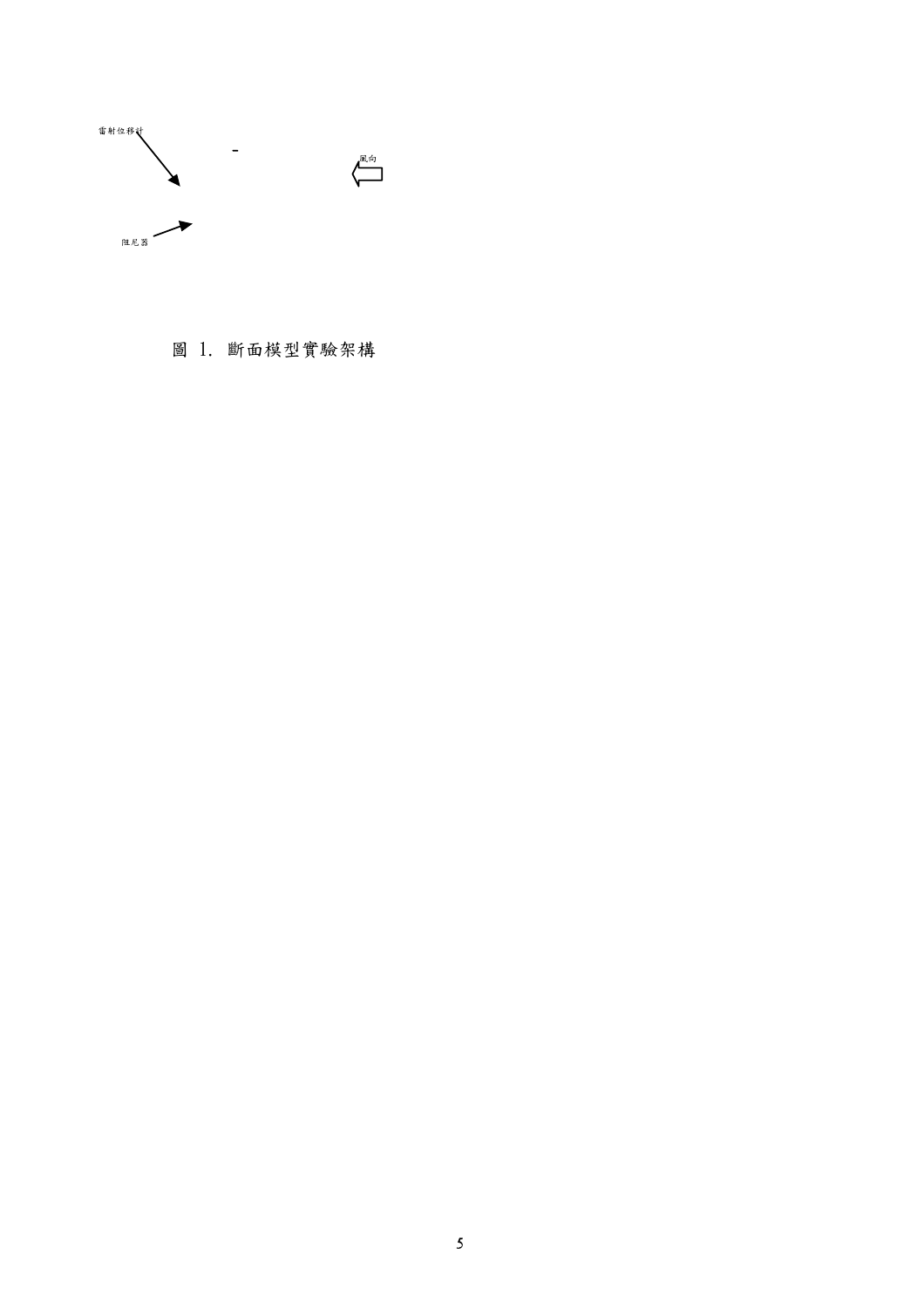雷射位移計

-

風向

阻尼器

圖 1. 斷面模型實驗架構